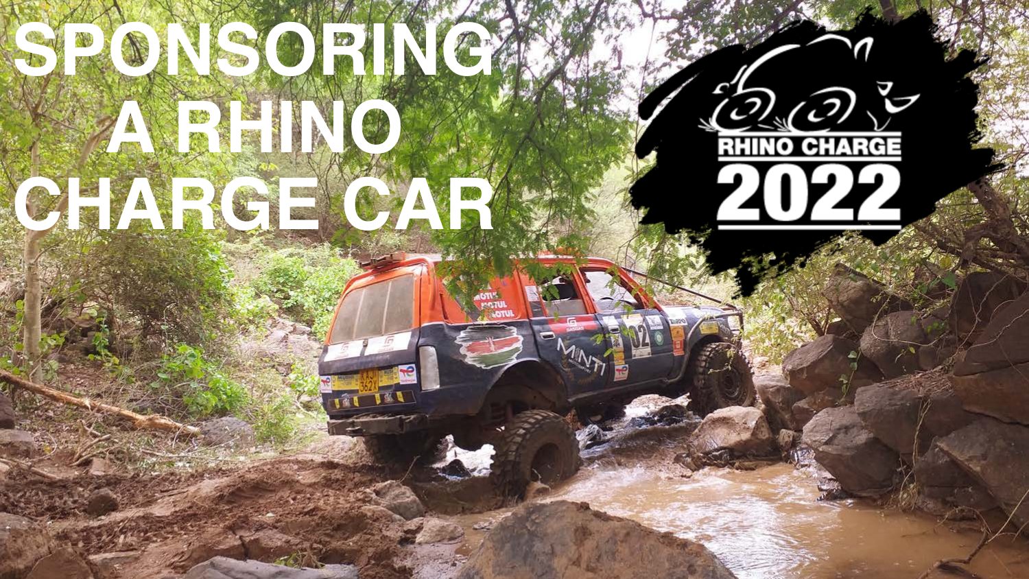# SPONSORING A RHINO CHARGE CAR

RHINO CHARGE

2022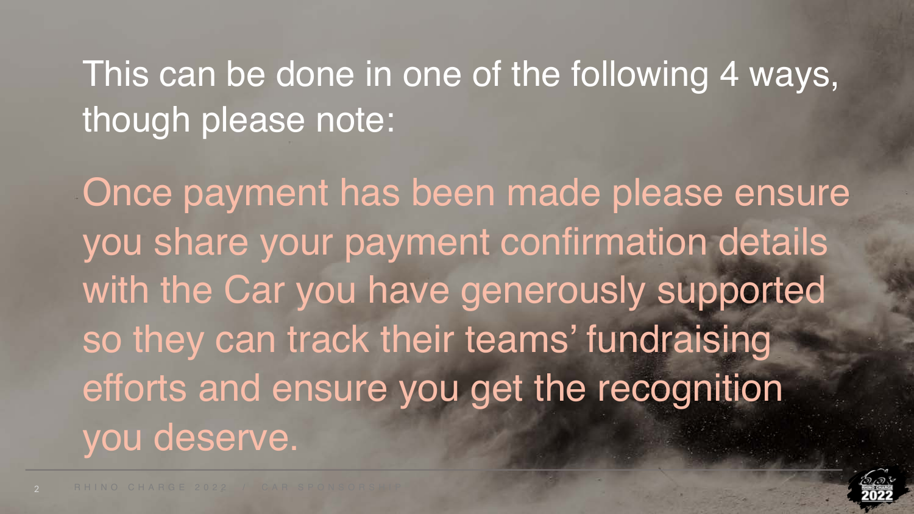This can be done in one of the following 4 ways, though please note:

Once payment has been made please ensure you share your payment confirmation details with the Car you have generously supported so they can track their teams' fundraising efforts and ensure you get the recognition you deserve.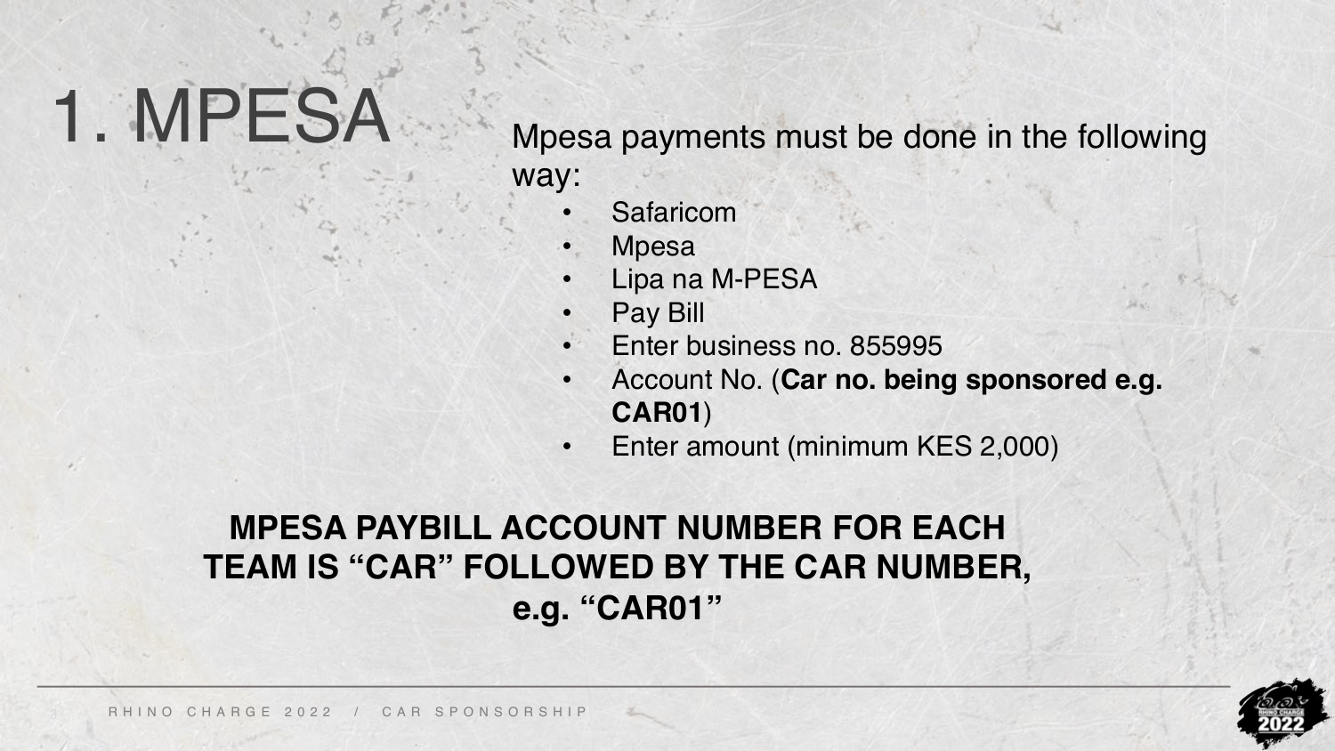# 1. MPESA

Mpesa payments must be done in the following way:

- Safaricom
- Mpesa
- Lipa na M-PESA
- Pay Bill
- Enter business no. 855995
- Account No. (**Car no. being sponsored e.g. CAR01**)
- Enter amount (minimum KES 2,000)

**MPESA PAYBILL ACCOUNT NUMBER FOR EACH TEAM IS "CAR" FOLLOWED BY THE CAR NUMBER, e.g. "CAR01"**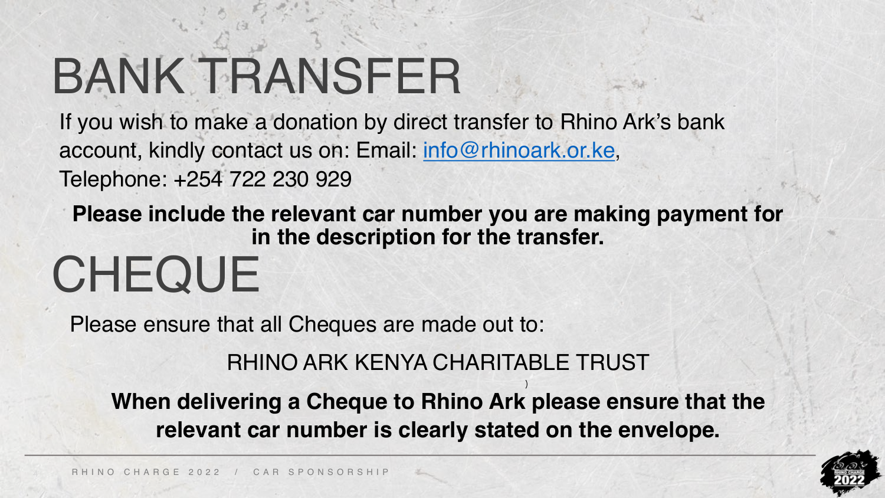# BANK TRANSFER

If you wish to make a donation by direct transfer to Rhino Ark's bank account, kindly contact us on: Email: info@rhinoark.or.ke, Telephone: +254 722 230 929

**Please include the relevant car number you are making payment for in the description for the transfer.**

# CHEQUE

Please ensure that all Cheques are made out to:

RHINO ARK KENYA CHARITABLE TRUST

**When delivering a Cheque to Rhino Ark please ensure that the relevant car number is clearly stated on the envelope.**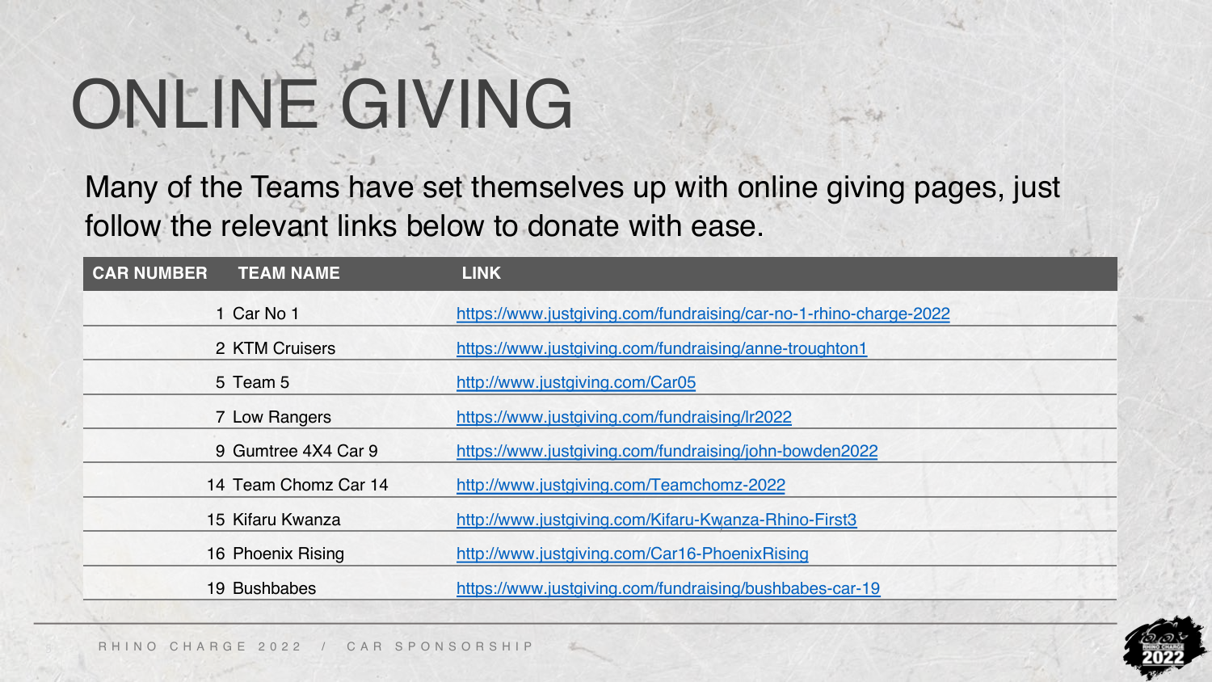# ONLINE GIVING

Many of the Teams have set themselves up with online giving pages, just follow the relevant links below to donate with ease.

| CAR NUMBER | TEAM NAME | LINK |
|---|---|---|
| 1 | Car No 1 | https://www.justgiving.com/fundraising/car-no-1-rhino-charge-2022 |
| 2 | KTM Cruisers | https://www.justgiving.com/fundraising/anne-troughton1 |
| 5 | Team 5 | http://www.justgiving.com/Car05 |
| 7 | Low Rangers | https://www.justgiving.com/fundraising/lr2022 |
| 9 | Gumtree 4X4 Car 9 | https://www.justgiving.com/fundraising/john-bowden2022 |
| 14 | Team Chomz Car 14 | http://www.justgiving.com/Teamchomz-2022 |
| 15 | Kifaru Kwanza | http://www.justgiving.com/Kifaru-Kwanza-Rhino-First3 |
| 16 | Phoenix Rising | http://www.justgiving.com/Car16-PhoenixRising |
| 19 | Bushbabes | https://www.justgiving.com/fundraising/bushbabes-car-19 |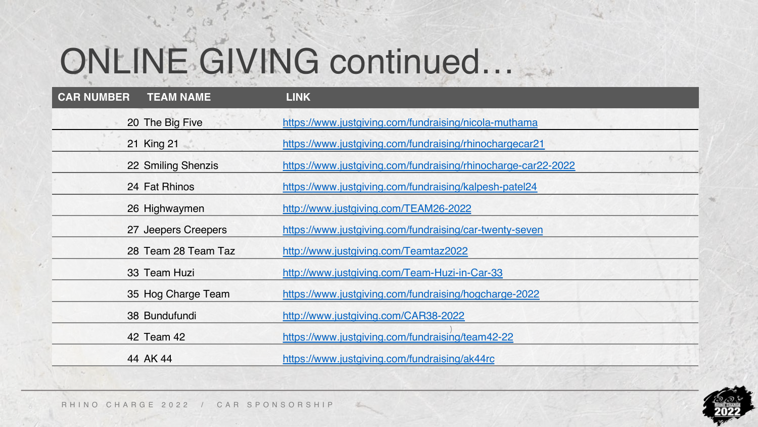# ONLINE GIVING continued…

| CAR NUMBER | TEAM NAME | LINK |
|---|---|---|
| 20 | The Big Five | https://www.justgiving.com/fundraising/nicola-muthama |
| 21 | King 21 | https://www.justgiving.com/fundraising/rhinochargecar21 |
| 22 | Smiling Shenzis | https://www.justgiving.com/fundraising/rhinocharge-car22-2022 |
| 24 | Fat Rhinos | https://www.justgiving.com/fundraising/kalpesh-patel24 |
| 26 | Highwaymen | http://www.justgiving.com/TEAM26-2022 |
| 27 | Jeepers Creepers | https://www.justgiving.com/fundraising/car-twenty-seven |
| 28 | Team 28 Team Taz | http://www.justgiving.com/Teamtaz2022 |
| 33 | Team Huzi | http://www.justgiving.com/Team-Huzi-in-Car-33 |
| 35 | Hog Charge Team | https://www.justgiving.com/fundraising/hogcharge-2022 |
| 38 | Bundufundi | http://www.justgiving.com/CAR38-2022 |
| 42 | Team 42 | https://www.justgiving.com/fundraising/team42-22 |
| 44 | AK 44 | https://www.justgiving.com/fundraising/ak44rc |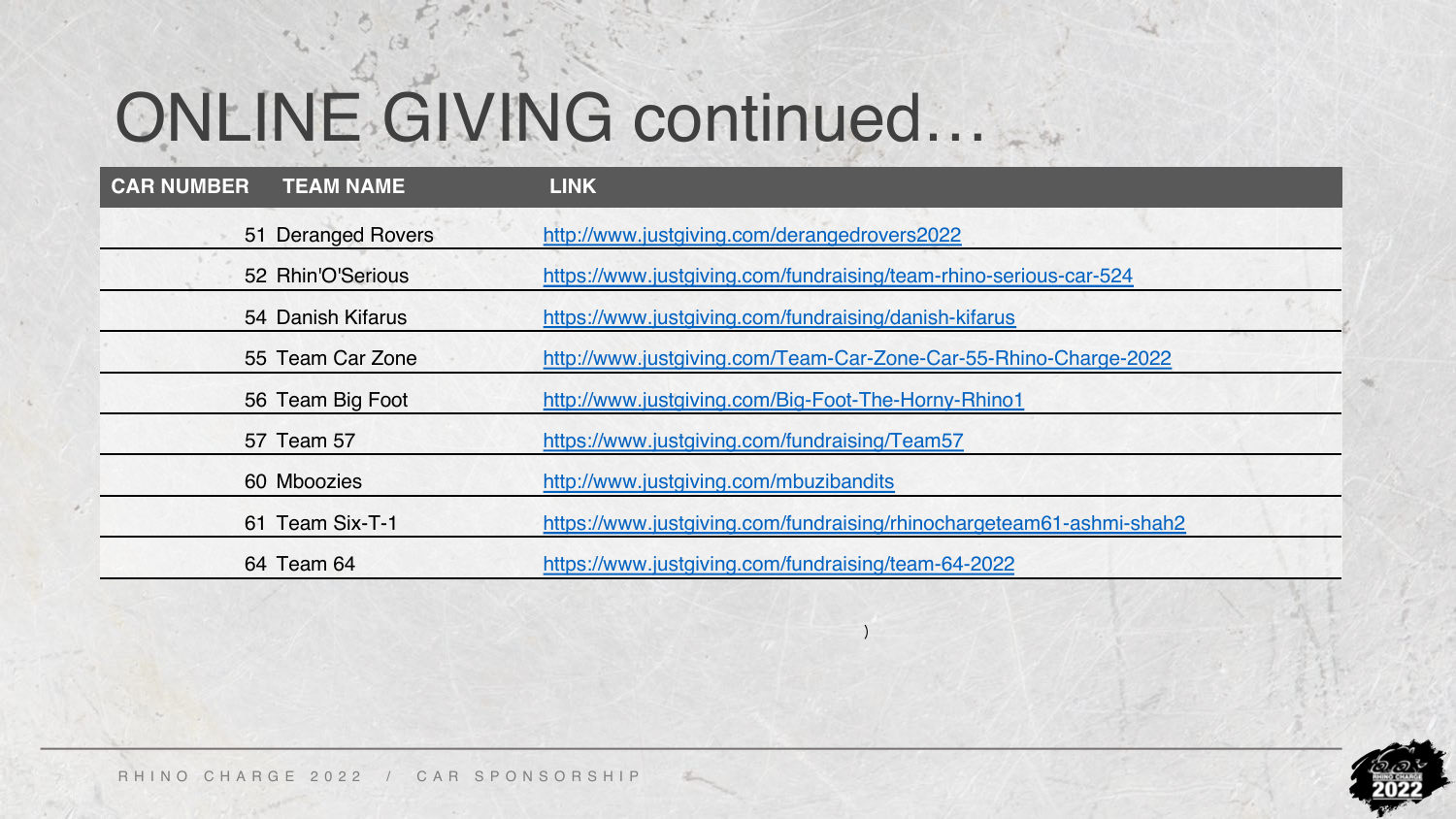# ONLINE GIVING continued…

| CAR NUMBER | TEAM NAME | LINK |
|---|---|---|
| 51 | Deranged Rovers | http://www.justgiving.com/derangedrovers2022 |
| 52 | Rhin'O'Serious | https://www.justgiving.com/fundraising/team-rhino-serious-car-524 |
| 54 | Danish Kifarus | https://www.justgiving.com/fundraising/danish-kifarus |
| 55 | Team Car Zone | http://www.justgiving.com/Team-Car-Zone-Car-55-Rhino-Charge-2022 |
| 56 | Team Big Foot | http://www.justgiving.com/Big-Foot-The-Horny-Rhino1 |
| 57 | Team 57 | https://www.justgiving.com/fundraising/Team57 |
| 60 | Mboozies | http://www.justgiving.com/mbuzibandits |
| 61 | Team Six-T-1 | https://www.justgiving.com/fundraising/rhinochargeteam61-ashmi-shah2 |
| 64 | Team 64 | https://www.justgiving.com/fundraising/team-64-2022 |

)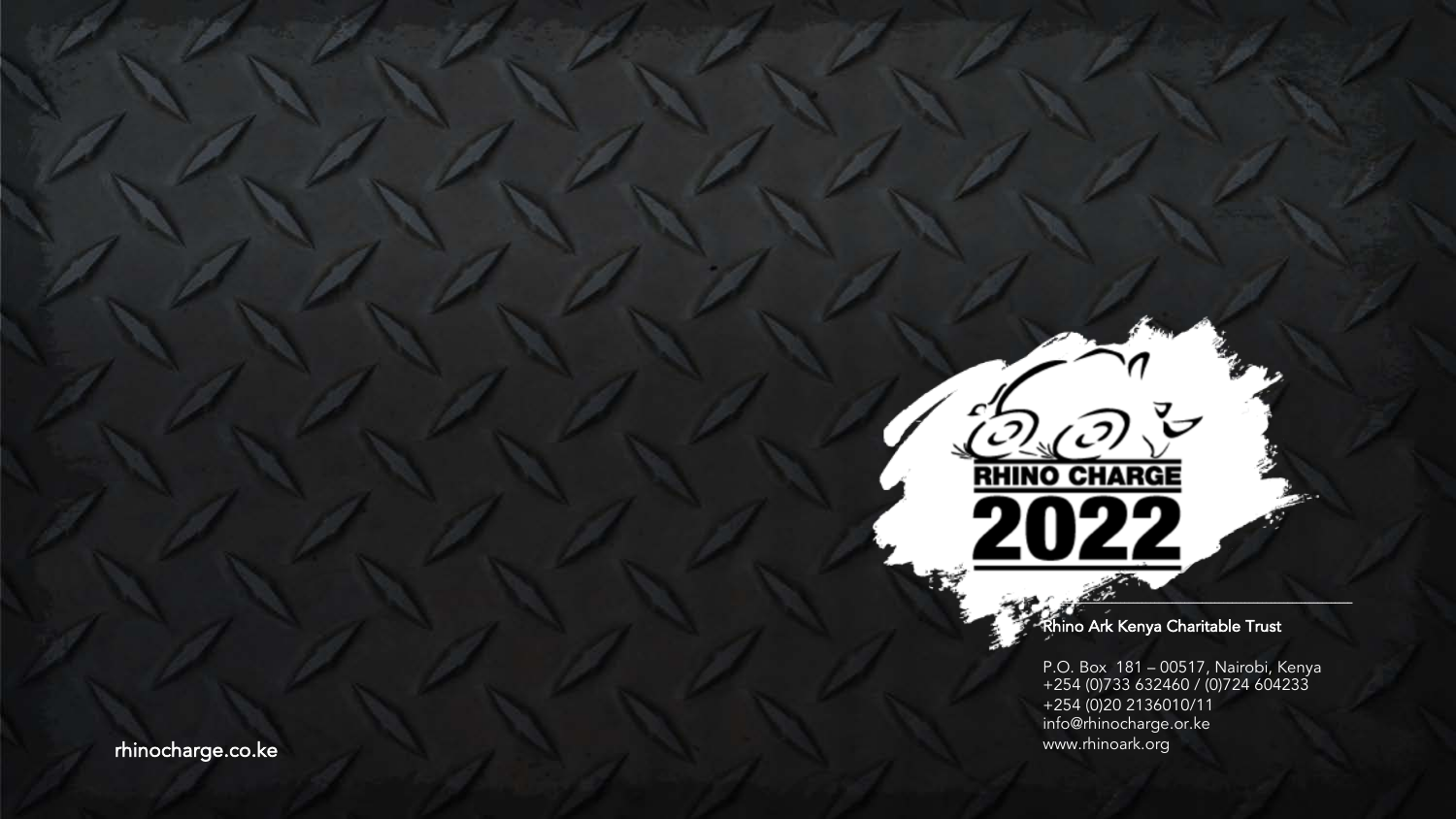RHINO CHARGE

2022

Rhino Ark Kenya Charitable Trust

P.O. Box 181 – 00517, Nairobi, Kenya
+254 (0)733 632460 / (0)724 604233
+254 (0)20 2136010/11
info@rhinocharge.or.ke
www.rhinoark.org

rhinocharge.co.ke